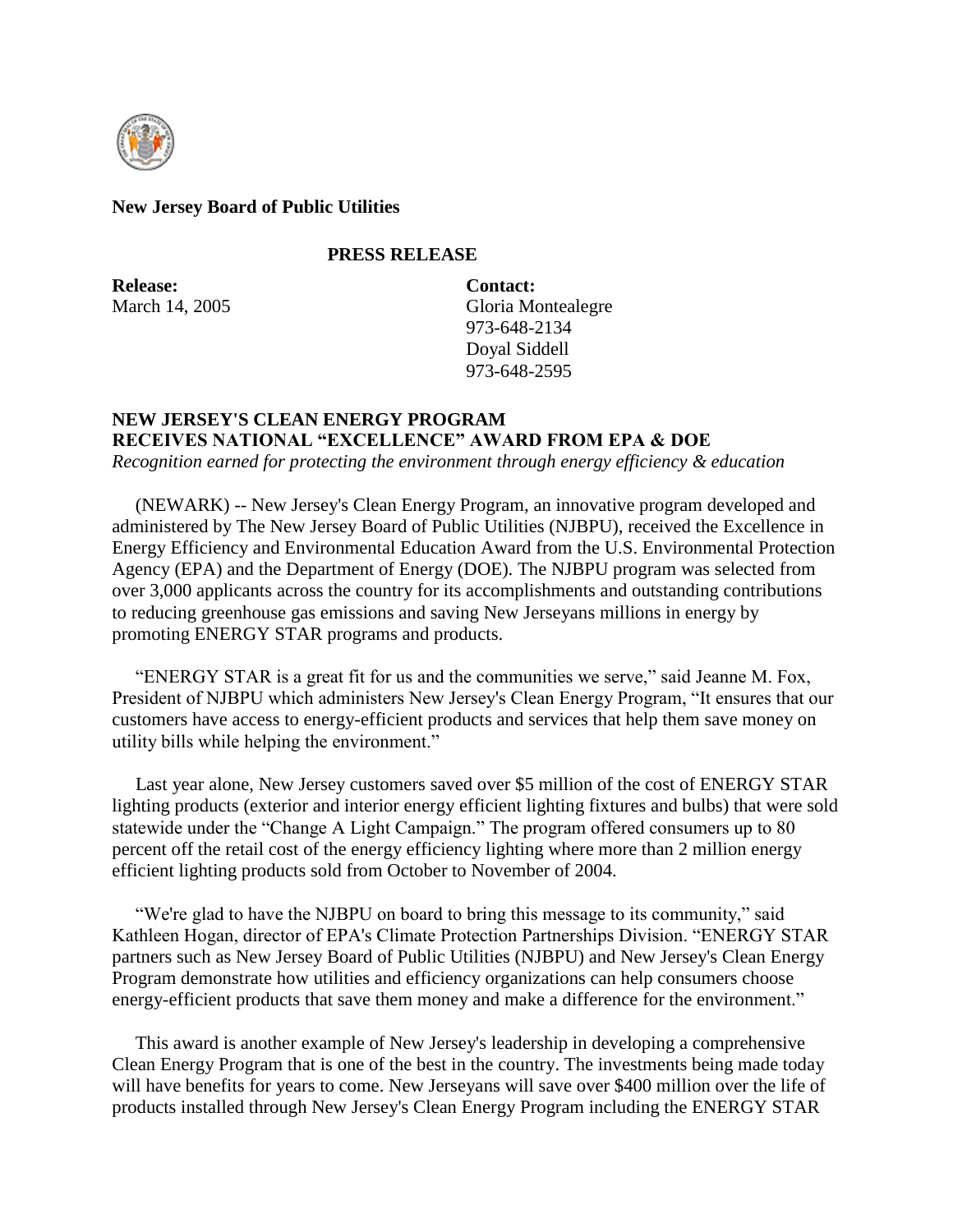**New Jersey Board of Public Utilities**

**PRESS RELEASE**

**Release:**
March 14, 2005

**Contact:**
Gloria Montealegre
973-648-2134
Doyal Siddell
973-648-2595

**NEW JERSEY'S CLEAN ENERGY PROGRAM RECEIVES NATIONAL "EXCELLENCE" AWARD FROM EPA & DOE**

*Recognition earned for protecting the environment through energy efficiency & education*

(NEWARK) -- New Jersey's Clean Energy Program, an innovative program developed and administered by The New Jersey Board of Public Utilities (NJBPU), received the Excellence in Energy Efficiency and Environmental Education Award from the U.S. Environmental Protection Agency (EPA) and the Department of Energy (DOE). The NJBPU program was selected from over 3,000 applicants across the country for its accomplishments and outstanding contributions to reducing greenhouse gas emissions and saving New Jerseyans millions in energy by promoting ENERGY STAR programs and products.

"ENERGY STAR is a great fit for us and the communities we serve," said Jeanne M. Fox, President of NJBPU which administers New Jersey's Clean Energy Program, "It ensures that our customers have access to energy-efficient products and services that help them save money on utility bills while helping the environment."

Last year alone, New Jersey customers saved over $5 million of the cost of ENERGY STAR lighting products (exterior and interior energy efficient lighting fixtures and bulbs) that were sold statewide under the "Change A Light Campaign." The program offered consumers up to 80 percent off the retail cost of the energy efficiency lighting where more than 2 million energy efficient lighting products sold from October to November of 2004.

"We're glad to have the NJBPU on board to bring this message to its community," said Kathleen Hogan, director of EPA's Climate Protection Partnerships Division. "ENERGY STAR partners such as New Jersey Board of Public Utilities (NJBPU) and New Jersey's Clean Energy Program demonstrate how utilities and efficiency organizations can help consumers choose energy-efficient products that save them money and make a difference for the environment."

This award is another example of New Jersey's leadership in developing a comprehensive Clean Energy Program that is one of the best in the country. The investments being made today will have benefits for years to come. New Jerseyans will save over $400 million over the life of products installed through New Jersey's Clean Energy Program including the ENERGY STAR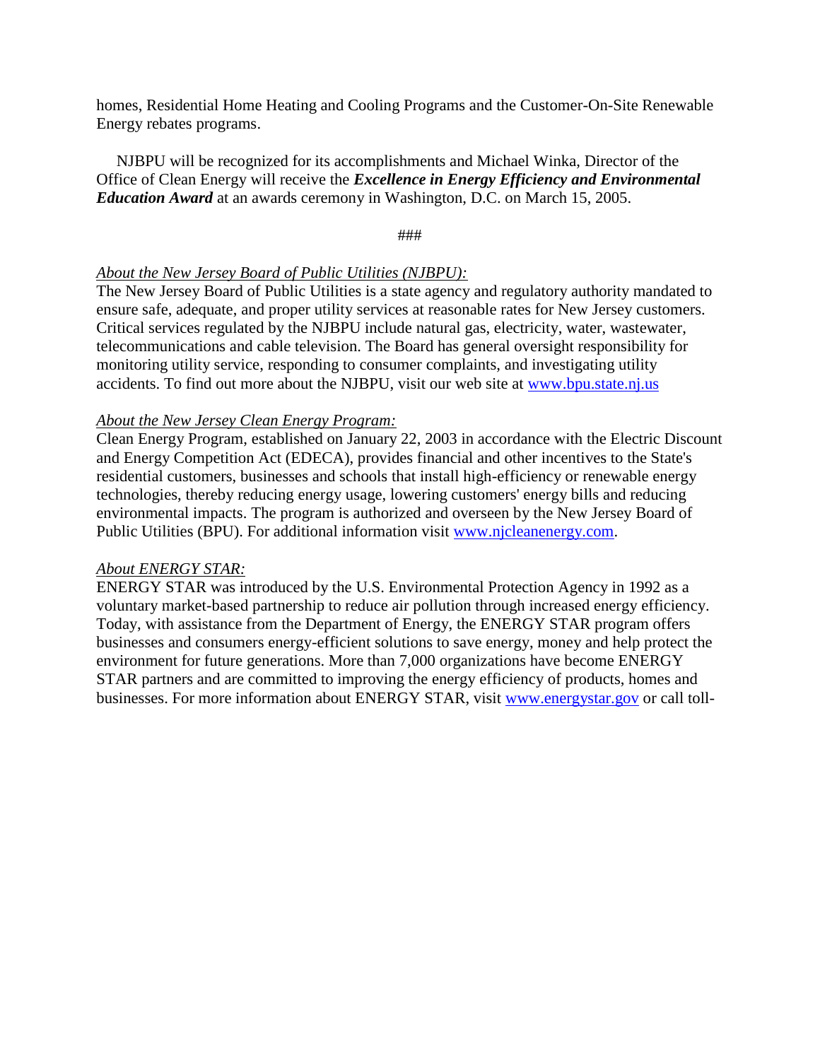homes, Residential Home Heating and Cooling Programs and the Customer-On-Site Renewable Energy rebates programs.

NJBPU will be recognized for its accomplishments and Michael Winka, Director of the Office of Clean Energy will receive the ***Excellence in Energy Efficiency and Environmental Education Award*** at an awards ceremony in Washington, D.C. on March 15, 2005.

###

*About the New Jersey Board of Public Utilities (NJBPU):*
The New Jersey Board of Public Utilities is a state agency and regulatory authority mandated to ensure safe, adequate, and proper utility services at reasonable rates for New Jersey customers. Critical services regulated by the NJBPU include natural gas, electricity, water, wastewater, telecommunications and cable television. The Board has general oversight responsibility for monitoring utility service, responding to consumer complaints, and investigating utility accidents. To find out more about the NJBPU, visit our web site at [www.bpu.state.nj.us](http://www.bpu.state.nj.us)

*About the New Jersey Clean Energy Program:*
Clean Energy Program, established on January 22, 2003 in accordance with the Electric Discount and Energy Competition Act (EDECA), provides financial and other incentives to the State's residential customers, businesses and schools that install high-efficiency or renewable energy technologies, thereby reducing energy usage, lowering customers' energy bills and reducing environmental impacts. The program is authorized and overseen by the New Jersey Board of Public Utilities (BPU). For additional information visit [www.njcleanenergy.com](http://www.njcleanenergy.com).

*About ENERGY STAR:*
ENERGY STAR was introduced by the U.S. Environmental Protection Agency in 1992 as a voluntary market-based partnership to reduce air pollution through increased energy efficiency. Today, with assistance from the Department of Energy, the ENERGY STAR program offers businesses and consumers energy-efficient solutions to save energy, money and help protect the environment for future generations. More than 7,000 organizations have become ENERGY STAR partners and are committed to improving the energy efficiency of products, homes and businesses. For more information about ENERGY STAR, visit [www.energystar.gov](http://www.energystar.gov) or call toll-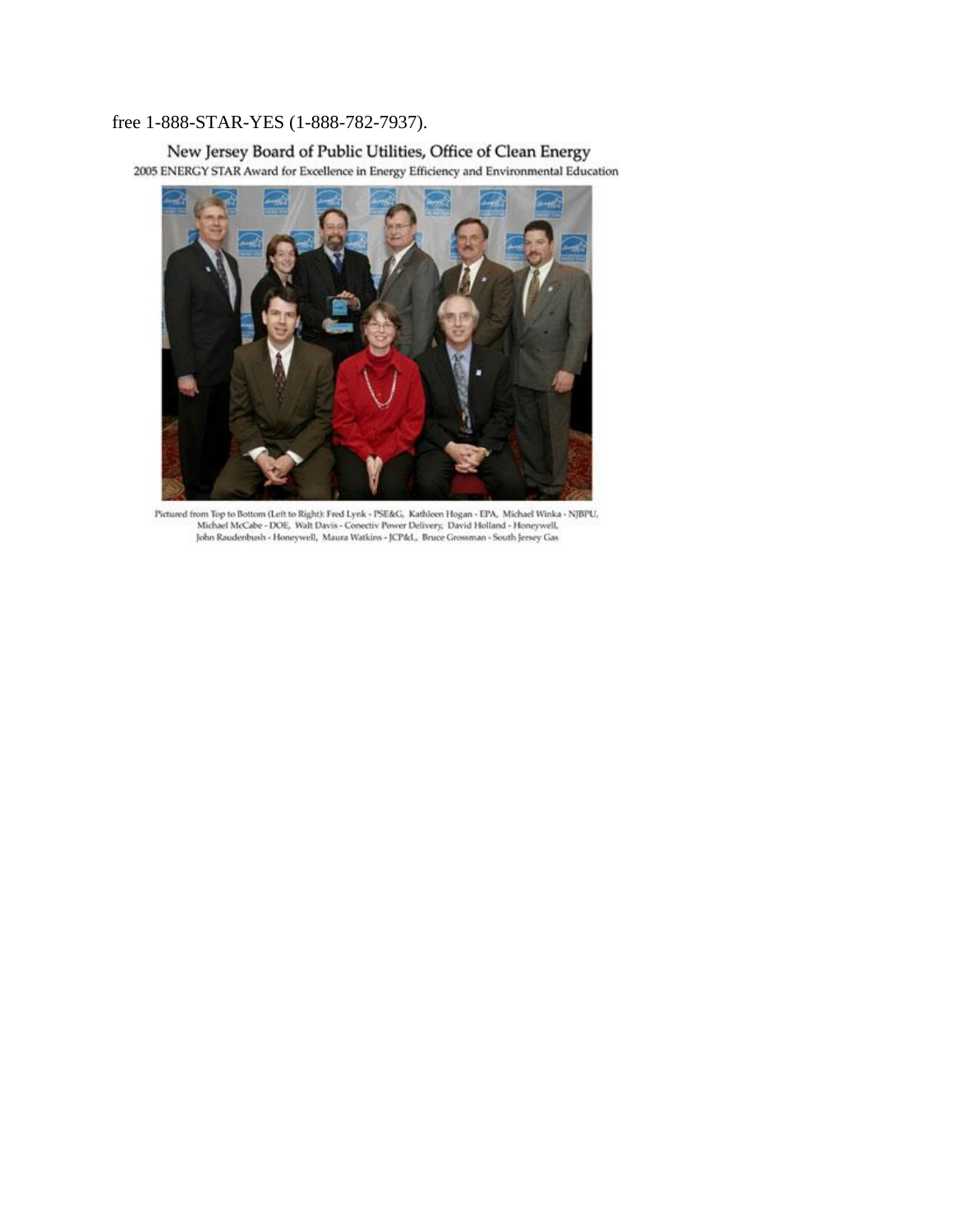free 1-888-STAR-YES (1-888-782-7937).

New Jersey Board of Public Utilities, Office of Clean Energy

2005 ENERGY STAR Award for Excellence in Energy Efficiency and Environmental Education

Pictured from Top to Bottom (Left to Right): Fred Lynk - PSE&G, Kathleen Hogan - EPA, Michael Winka - NJBPU, Michael McCabe - DOE, Walt Davis - Conectiv Power Delivery, David Holland - Honeywell, John Raudenbush - Honeywell, Maura Watkins - JCP&L, Bruce Grossman - South Jersey Gas